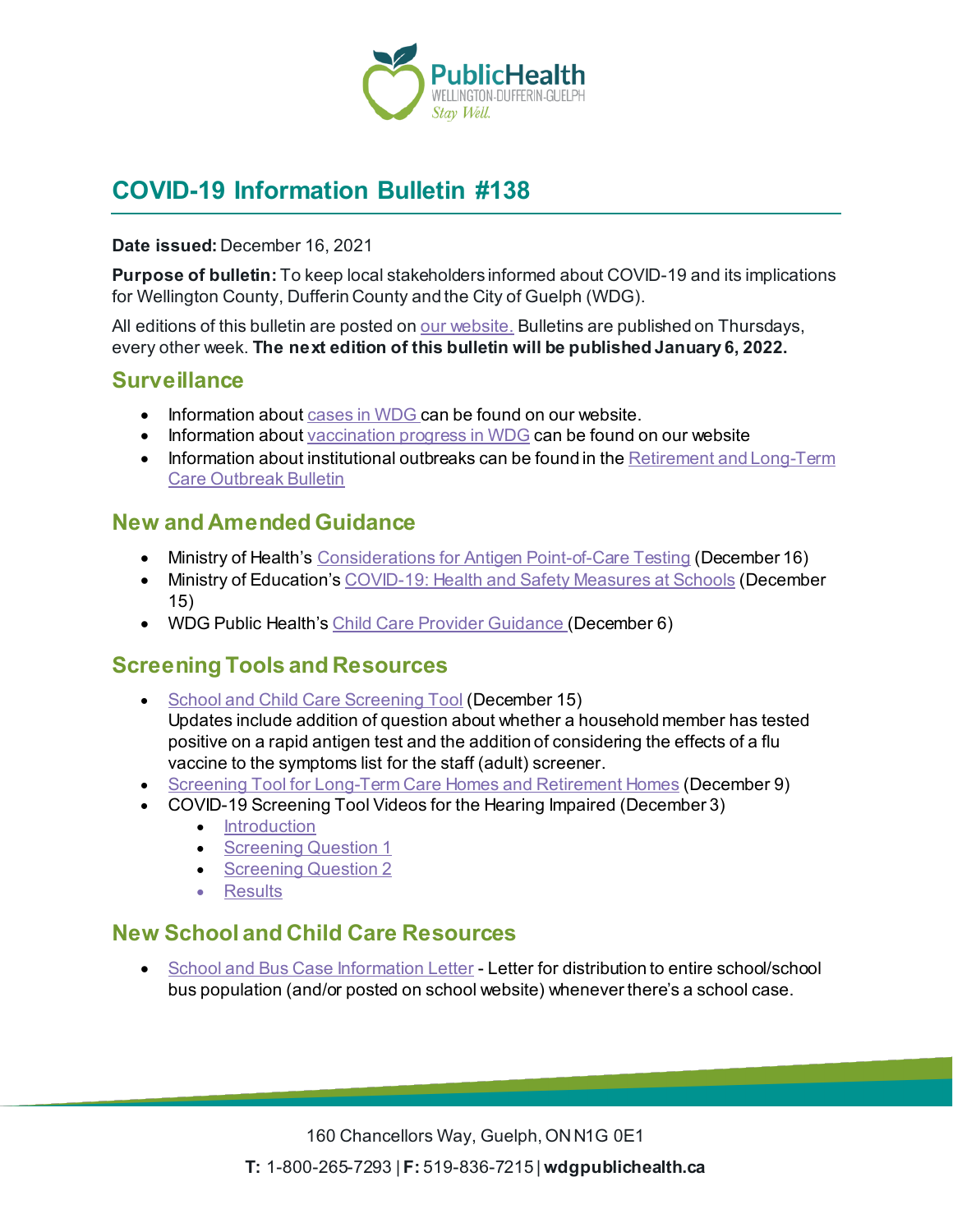# COVID-19 Information Bulletin #138

**Date issued:** December 16, 2021

**Purpose of bulletin:** To keep local stakeholders informed about COVID-19 and its implications for Wellington County, Dufferin County and the City of Guelph (WDG).

All editions of this bulletin are posted on our website. Bulletins are published on Thursdays, every other week. **The next edition of this bulletin will be published January 6, 2022.**

## Surveillance

- Information about cases in WDG can be found on our website.
- Information about vaccination progress in WDG can be found on our website
- Information about institutional outbreaks can be found in the Retirement and Long-Term Care Outbreak Bulletin

## New and Amended Guidance

- Ministry of Health's Considerations for Antigen Point-of-Care Testing (December 16)
- Ministry of Education's COVID-19: Health and Safety Measures at Schools (December 15)
- WDG Public Health's Child Care Provider Guidance (December 6)

## Screening Tools and Resources

- School and Child Care Screening Tool (December 15)
  Updates include addition of question about whether a household member has tested positive on a rapid antigen test and the addition of considering the effects of a flu vaccine to the symptoms list for the staff (adult) screener.
- Screening Tool for Long-Term Care Homes and Retirement Homes (December 9)
- COVID-19 Screening Tool Videos for the Hearing Impaired (December 3)
  - Introduction
  - Screening Question 1
  - Screening Question 2
  - Results

## New School and Child Care Resources

- School and Bus Case Information Letter - Letter for distribution to entire school/school bus population (and/or posted on school website) whenever there's a school case.

160 Chancellors Way, Guelph, ON N1G 0E1

**T:** 1-800-265-7293 | **F:** 519-836-7215 | **wdgpublichealth.ca**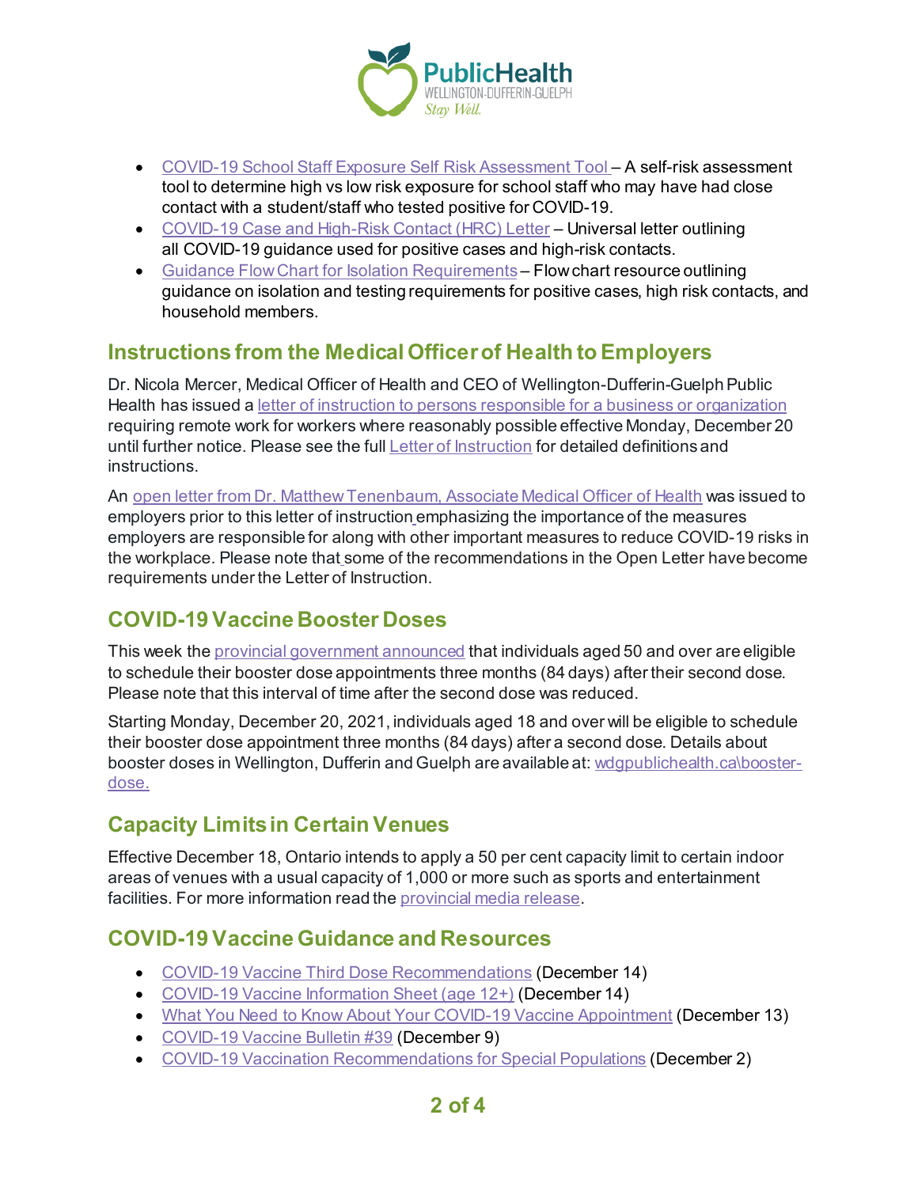- COVID-19 School Staff Exposure Self Risk Assessment Tool – A self-risk assessment tool to determine high vs low risk exposure for school staff who may have had close contact with a student/staff who tested positive for COVID-19.
- COVID-19 Case and High-Risk Contact (HRC) Letter – Universal letter outlining all COVID-19 guidance used for positive cases and high-risk contacts.
- Guidance Flow Chart for Isolation Requirements – Flow chart resource outlining guidance on isolation and testing requirements for positive cases, high risk contacts, and household members.

## Instructions from the Medical Officer of Health to Employers

Dr. Nicola Mercer, Medical Officer of Health and CEO of Wellington-Dufferin-Guelph Public Health has issued a letter of instruction to persons responsible for a business or organization requiring remote work for workers where reasonably possible effective Monday, December 20 until further notice. Please see the full Letter of Instruction for detailed definitions and instructions.

An open letter from Dr. Matthew Tenenbaum, Associate Medical Officer of Health was issued to employers prior to this letter of instruction emphasizing the importance of the measures employers are responsible for along with other important measures to reduce COVID-19 risks in the workplace. Please note that some of the recommendations in the Open Letter have become requirements under the Letter of Instruction.

## COVID-19 Vaccine Booster Doses

This week the provincial government announced that individuals aged 50 and over are eligible to schedule their booster dose appointments three months (84 days) after their second dose. Please note that this interval of time after the second dose was reduced.

Starting Monday, December 20, 2021, individuals aged 18 and over will be eligible to schedule their booster dose appointment three months (84 days) after a second dose. Details about booster doses in Wellington, Dufferin and Guelph are available at: wdgpublichealth.ca\booster-dose.

## Capacity Limits in Certain Venues

Effective December 18, Ontario intends to apply a 50 per cent capacity limit to certain indoor areas of venues with a usual capacity of 1,000 or more such as sports and entertainment facilities. For more information read the provincial media release.

## COVID-19 Vaccine Guidance and Resources

- COVID-19 Vaccine Third Dose Recommendations (December 14)
- COVID-19 Vaccine Information Sheet (age 12+) (December 14)
- What You Need to Know About Your COVID-19 Vaccine Appointment (December 13)
- COVID-19 Vaccine Bulletin #39 (December 9)
- COVID-19 Vaccination Recommendations for Special Populations (December 2)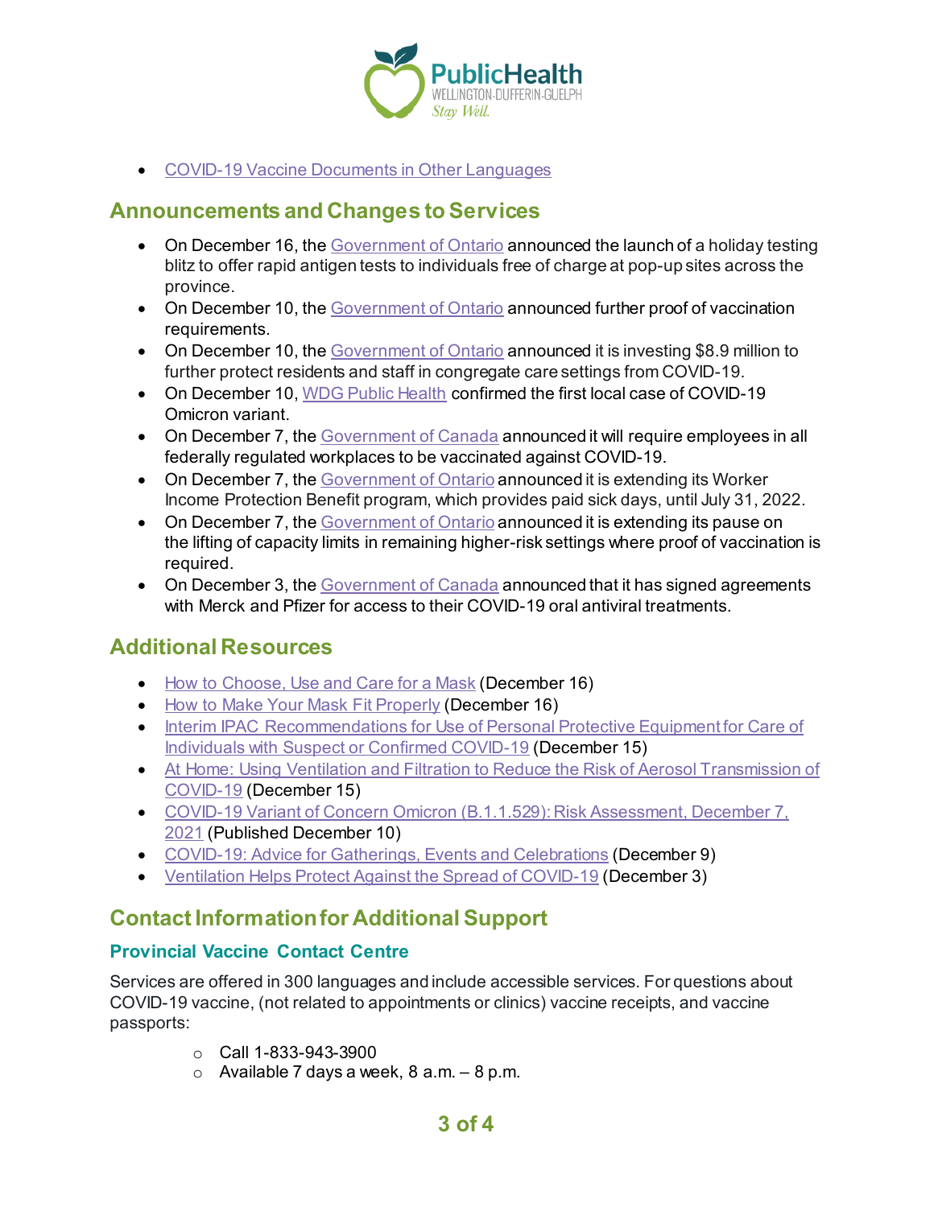- COVID-19 Vaccine Documents in Other Languages

## Announcements and Changes to Services

- On December 16, the Government of Ontario announced the launch of a holiday testing blitz to offer rapid antigen tests to individuals free of charge at pop-up sites across the province.
- On December 10, the Government of Ontario announced further proof of vaccination requirements.
- On December 10, the Government of Ontario announced it is investing $8.9 million to further protect residents and staff in congregate care settings from COVID-19.
- On December 10, WDG Public Health confirmed the first local case of COVID-19 Omicron variant.
- On December 7, the Government of Canada announced it will require employees in all federally regulated workplaces to be vaccinated against COVID-19.
- On December 7, the Government of Ontario announced it is extending its Worker Income Protection Benefit program, which provides paid sick days, until July 31, 2022.
- On December 7, the Government of Ontario announced it is extending its pause on the lifting of capacity limits in remaining higher-risk settings where proof of vaccination is required.
- On December 3, the Government of Canada announced that it has signed agreements with Merck and Pfizer for access to their COVID-19 oral antiviral treatments.

## Additional Resources

- How to Choose, Use and Care for a Mask (December 16)
- How to Make Your Mask Fit Properly (December 16)
- Interim IPAC Recommendations for Use of Personal Protective Equipment for Care of Individuals with Suspect or Confirmed COVID-19 (December 15)
- At Home: Using Ventilation and Filtration to Reduce the Risk of Aerosol Transmission of COVID-19 (December 15)
- COVID-19 Variant of Concern Omicron (B.1.1.529): Risk Assessment, December 7, 2021 (Published December 10)
- COVID-19: Advice for Gatherings, Events and Celebrations (December 9)
- Ventilation Helps Protect Against the Spread of COVID-19 (December 3)

## Contact Information for Additional Support

### Provincial Vaccine Contact Centre

Services are offered in 300 languages and include accessible services. For questions about COVID-19 vaccine, (not related to appointments or clinics) vaccine receipts, and vaccine passports:

- Call 1-833-943-3900
- Available 7 days a week, 8 a.m. – 8 p.m.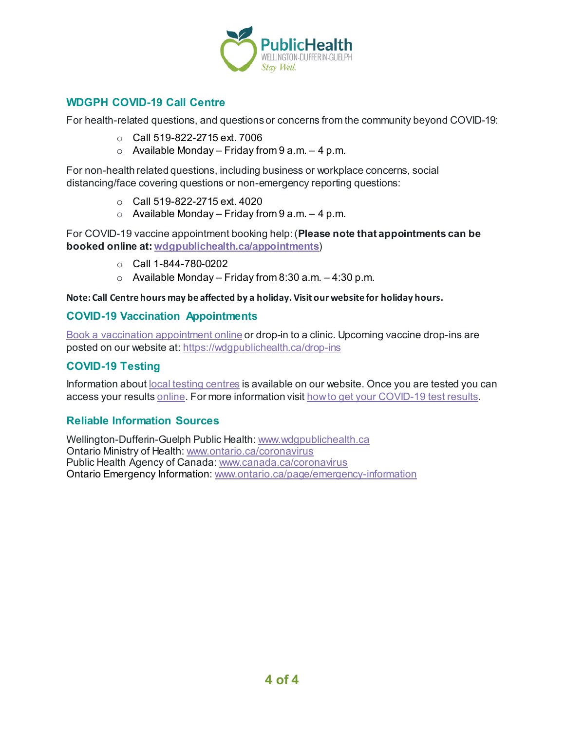## WDGPH COVID-19 Call Centre

For health-related questions, and questions or concerns from the community beyond COVID-19:

- Call 519-822-2715 ext. 7006
- Available Monday – Friday from 9 a.m. – 4 p.m.

For non-health related questions, including business or workplace concerns, social distancing/face covering questions or non-emergency reporting questions:

- Call 519-822-2715 ext. 4020
- Available Monday – Friday from 9 a.m. – 4 p.m.

For COVID-19 vaccine appointment booking help: (**Please note that appointments can be booked online at: [wdgpublichealth.ca/appointments](wdgpublichealth.ca/appointments)**)

- Call 1-844-780-0202
- Available Monday – Friday from 8:30 a.m. – 4:30 p.m.

**Note: Call Centre hours may be affected by a holiday. Visit our website for holiday hours.**

## COVID-19 Vaccination Appointments

Book a vaccination appointment online or drop-in to a clinic. Upcoming vaccine drop-ins are posted on our website at: https://wdgpublichealth.ca/drop-ins

## COVID-19 Testing

Information about local testing centres is available on our website. Once you are tested you can access your results online. For more information visit how to get your COVID-19 test results.

## Reliable Information Sources

Wellington-Dufferin-Guelph Public Health: www.wdgpublichealth.ca
Ontario Ministry of Health: www.ontario.ca/coronavirus
Public Health Agency of Canada: www.canada.ca/coronavirus
Ontario Emergency Information: www.ontario.ca/page/emergency-information